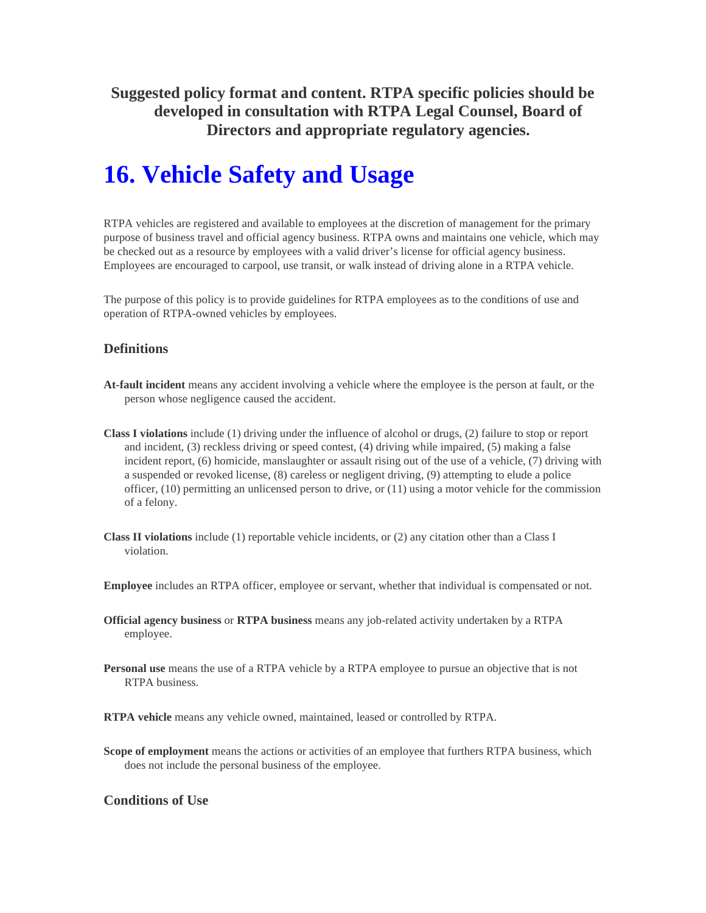**Suggested policy format and content. RTPA specific policies should be developed in consultation with RTPA Legal Counsel, Board of Directors and appropriate regulatory agencies.**

# 16. Vehicle Safety and Usage

RTPA vehicles are registered and available to employees at the discretion of management for the primary purpose of business travel and official agency business. RTPA owns and maintains one vehicle, which may be checked out as a resource by employees with a valid driver's license for official agency business. Employees are encouraged to carpool, use transit, or walk instead of driving alone in a RTPA vehicle.

The purpose of this policy is to provide guidelines for RTPA employees as to the conditions of use and operation of RTPA-owned vehicles by employees.

### Definitions

**At-fault incident** means any accident involving a vehicle where the employee is the person at fault, or the person whose negligence caused the accident.

**Class I violations** include (1) driving under the influence of alcohol or drugs, (2) failure to stop or report and incident, (3) reckless driving or speed contest, (4) driving while impaired, (5) making a false incident report, (6) homicide, manslaughter or assault rising out of the use of a vehicle, (7) driving with a suspended or revoked license, (8) careless or negligent driving, (9) attempting to elude a police officer, (10) permitting an unlicensed person to drive, or (11) using a motor vehicle for the commission of a felony.

**Class II violations** include (1) reportable vehicle incidents, or (2) any citation other than a Class I violation.

**Employee** includes an RTPA officer, employee or servant, whether that individual is compensated or not.

**Official agency business** or **RTPA business** means any job-related activity undertaken by a RTPA employee.

**Personal use** means the use of a RTPA vehicle by a RTPA employee to pursue an objective that is not RTPA business.

**RTPA vehicle** means any vehicle owned, maintained, leased or controlled by RTPA.

**Scope of employment** means the actions or activities of an employee that furthers RTPA business, which does not include the personal business of the employee.

### Conditions of Use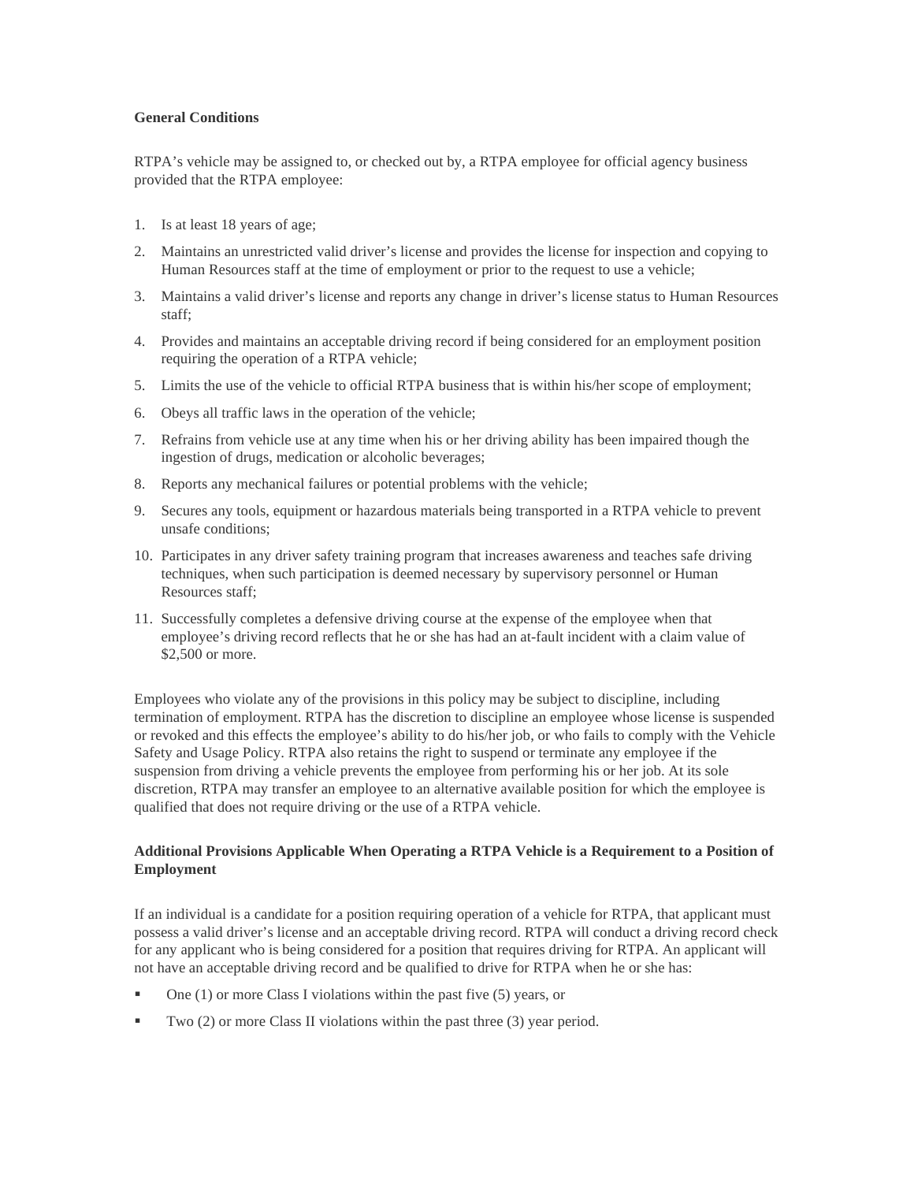**General Conditions**

RTPA's vehicle may be assigned to, or checked out by, a RTPA employee for official agency business provided that the RTPA employee:

1. Is at least 18 years of age;
2. Maintains an unrestricted valid driver's license and provides the license for inspection and copying to Human Resources staff at the time of employment or prior to the request to use a vehicle;
3. Maintains a valid driver's license and reports any change in driver's license status to Human Resources staff;
4. Provides and maintains an acceptable driving record if being considered for an employment position requiring the operation of a RTPA vehicle;
5. Limits the use of the vehicle to official RTPA business that is within his/her scope of employment;
6. Obeys all traffic laws in the operation of the vehicle;
7. Refrains from vehicle use at any time when his or her driving ability has been impaired though the ingestion of drugs, medication or alcoholic beverages;
8. Reports any mechanical failures or potential problems with the vehicle;
9. Secures any tools, equipment or hazardous materials being transported in a RTPA vehicle to prevent unsafe conditions;
10. Participates in any driver safety training program that increases awareness and teaches safe driving techniques, when such participation is deemed necessary by supervisory personnel or Human Resources staff;
11. Successfully completes a defensive driving course at the expense of the employee when that employee's driving record reflects that he or she has had an at-fault incident with a claim value of $2,500 or more.

Employees who violate any of the provisions in this policy may be subject to discipline, including termination of employment. RTPA has the discretion to discipline an employee whose license is suspended or revoked and this effects the employee's ability to do his/her job, or who fails to comply with the Vehicle Safety and Usage Policy. RTPA also retains the right to suspend or terminate any employee if the suspension from driving a vehicle prevents the employee from performing his or her job. At its sole discretion, RTPA may transfer an employee to an alternative available position for which the employee is qualified that does not require driving or the use of a RTPA vehicle.

**Additional Provisions Applicable When Operating a RTPA Vehicle is a Requirement to a Position of Employment**

If an individual is a candidate for a position requiring operation of a vehicle for RTPA, that applicant must possess a valid driver's license and an acceptable driving record. RTPA will conduct a driving record check for any applicant who is being considered for a position that requires driving for RTPA. An applicant will not have an acceptable driving record and be qualified to drive for RTPA when he or she has:

- One (1) or more Class I violations within the past five (5) years, or
- Two (2) or more Class II violations within the past three (3) year period.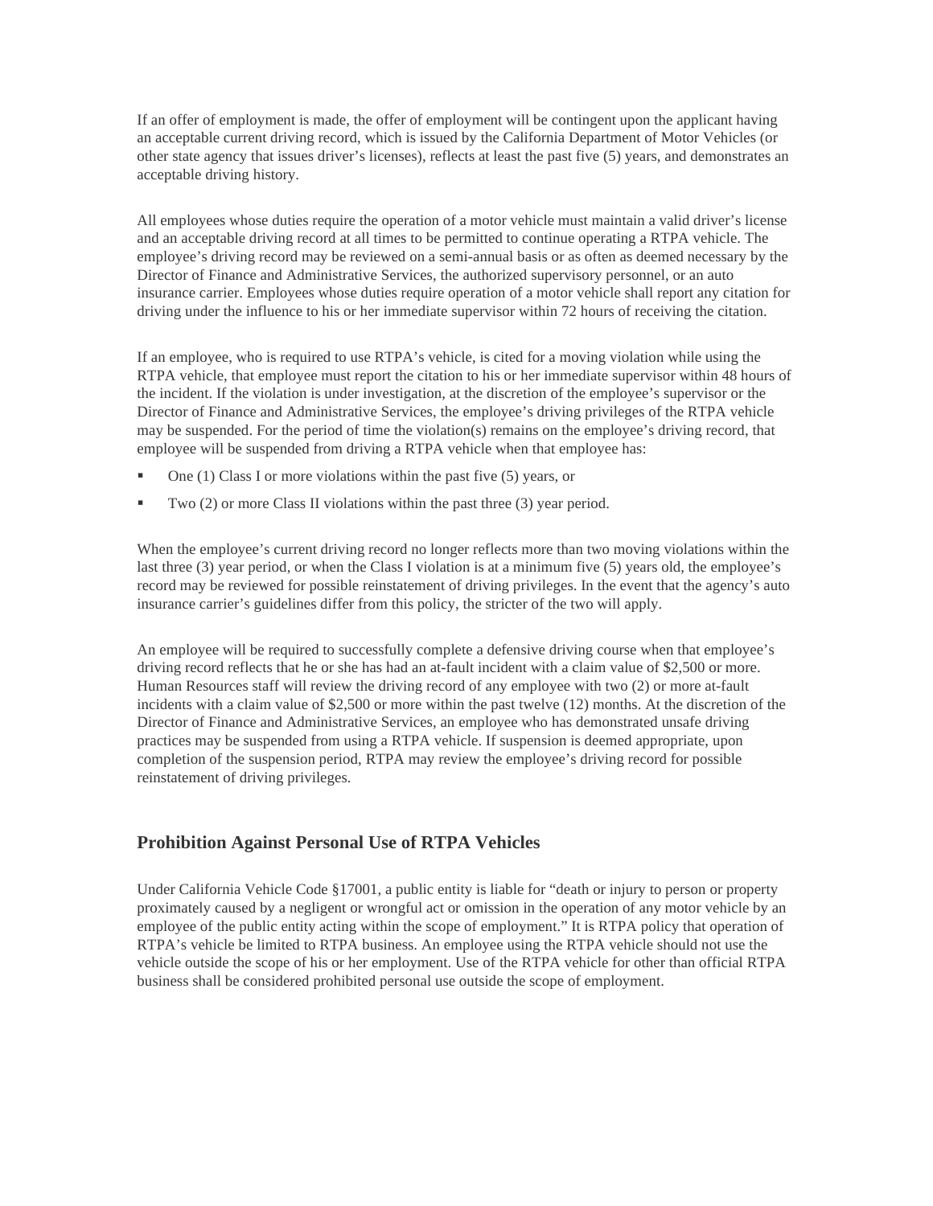If an offer of employment is made, the offer of employment will be contingent upon the applicant having an acceptable current driving record, which is issued by the California Department of Motor Vehicles (or other state agency that issues driver's licenses), reflects at least the past five (5) years, and demonstrates an acceptable driving history.

All employees whose duties require the operation of a motor vehicle must maintain a valid driver's license and an acceptable driving record at all times to be permitted to continue operating a RTPA vehicle. The employee's driving record may be reviewed on a semi-annual basis or as often as deemed necessary by the Director of Finance and Administrative Services, the authorized supervisory personnel, or an auto insurance carrier. Employees whose duties require operation of a motor vehicle shall report any citation for driving under the influence to his or her immediate supervisor within 72 hours of receiving the citation.

If an employee, who is required to use RTPA's vehicle, is cited for a moving violation while using the RTPA vehicle, that employee must report the citation to his or her immediate supervisor within 48 hours of the incident. If the violation is under investigation, at the discretion of the employee's supervisor or the Director of Finance and Administrative Services, the employee's driving privileges of the RTPA vehicle may be suspended. For the period of time the violation(s) remains on the employee's driving record, that employee will be suspended from driving a RTPA vehicle when that employee has:

- One (1) Class I or more violations within the past five (5) years, or
- Two (2) or more Class II violations within the past three (3) year period.

When the employee's current driving record no longer reflects more than two moving violations within the last three (3) year period, or when the Class I violation is at a minimum five (5) years old, the employee's record may be reviewed for possible reinstatement of driving privileges. In the event that the agency's auto insurance carrier's guidelines differ from this policy, the stricter of the two will apply.

An employee will be required to successfully complete a defensive driving course when that employee's driving record reflects that he or she has had an at-fault incident with a claim value of $2,500 or more. Human Resources staff will review the driving record of any employee with two (2) or more at-fault incidents with a claim value of $2,500 or more within the past twelve (12) months. At the discretion of the Director of Finance and Administrative Services, an employee who has demonstrated unsafe driving practices may be suspended from using a RTPA vehicle. If suspension is deemed appropriate, upon completion of the suspension period, RTPA may review the employee's driving record for possible reinstatement of driving privileges.

## Prohibition Against Personal Use of RTPA Vehicles

Under California Vehicle Code §17001, a public entity is liable for "death or injury to person or property proximately caused by a negligent or wrongful act or omission in the operation of any motor vehicle by an employee of the public entity acting within the scope of employment." It is RTPA policy that operation of RTPA's vehicle be limited to RTPA business. An employee using the RTPA vehicle should not use the vehicle outside the scope of his or her employment. Use of the RTPA vehicle for other than official RTPA business shall be considered prohibited personal use outside the scope of employment.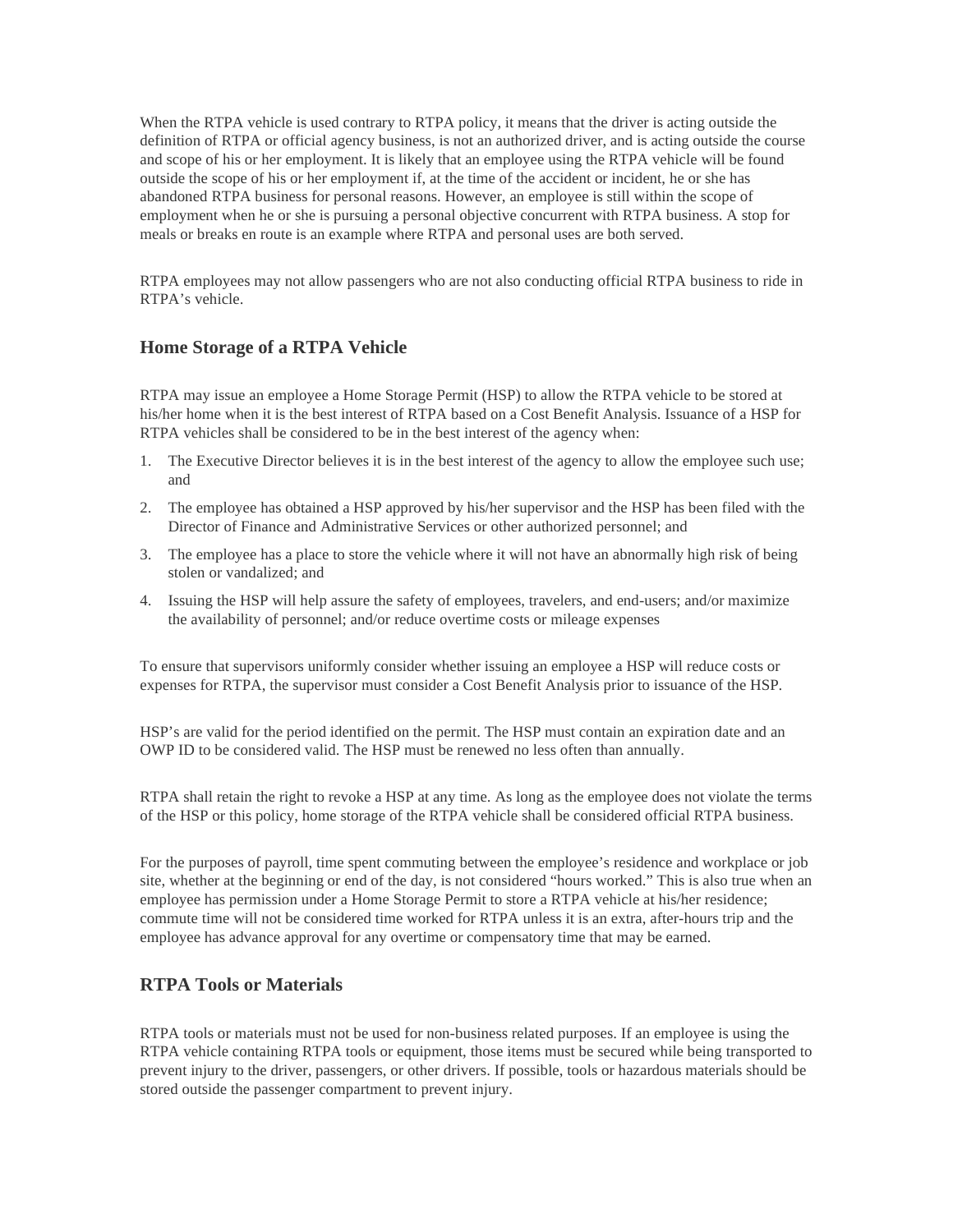When the RTPA vehicle is used contrary to RTPA policy, it means that the driver is acting outside the definition of RTPA or official agency business, is not an authorized driver, and is acting outside the course and scope of his or her employment. It is likely that an employee using the RTPA vehicle will be found outside the scope of his or her employment if, at the time of the accident or incident, he or she has abandoned RTPA business for personal reasons. However, an employee is still within the scope of employment when he or she is pursuing a personal objective concurrent with RTPA business. A stop for meals or breaks en route is an example where RTPA and personal uses are both served.

RTPA employees may not allow passengers who are not also conducting official RTPA business to ride in RTPA's vehicle.

## Home Storage of a RTPA Vehicle

RTPA may issue an employee a Home Storage Permit (HSP) to allow the RTPA vehicle to be stored at his/her home when it is the best interest of RTPA based on a Cost Benefit Analysis. Issuance of a HSP for RTPA vehicles shall be considered to be in the best interest of the agency when:

1. The Executive Director believes it is in the best interest of the agency to allow the employee such use; and
2. The employee has obtained a HSP approved by his/her supervisor and the HSP has been filed with the Director of Finance and Administrative Services or other authorized personnel; and
3. The employee has a place to store the vehicle where it will not have an abnormally high risk of being stolen or vandalized; and
4. Issuing the HSP will help assure the safety of employees, travelers, and end-users; and/or maximize the availability of personnel; and/or reduce overtime costs or mileage expenses

To ensure that supervisors uniformly consider whether issuing an employee a HSP will reduce costs or expenses for RTPA, the supervisor must consider a Cost Benefit Analysis prior to issuance of the HSP.

HSP's are valid for the period identified on the permit. The HSP must contain an expiration date and an OWP ID to be considered valid. The HSP must be renewed no less often than annually.

RTPA shall retain the right to revoke a HSP at any time. As long as the employee does not violate the terms of the HSP or this policy, home storage of the RTPA vehicle shall be considered official RTPA business.

For the purposes of payroll, time spent commuting between the employee's residence and workplace or job site, whether at the beginning or end of the day, is not considered "hours worked." This is also true when an employee has permission under a Home Storage Permit to store a RTPA vehicle at his/her residence; commute time will not be considered time worked for RTPA unless it is an extra, after-hours trip and the employee has advance approval for any overtime or compensatory time that may be earned.

## RTPA Tools or Materials

RTPA tools or materials must not be used for non-business related purposes. If an employee is using the RTPA vehicle containing RTPA tools or equipment, those items must be secured while being transported to prevent injury to the driver, passengers, or other drivers. If possible, tools or hazardous materials should be stored outside the passenger compartment to prevent injury.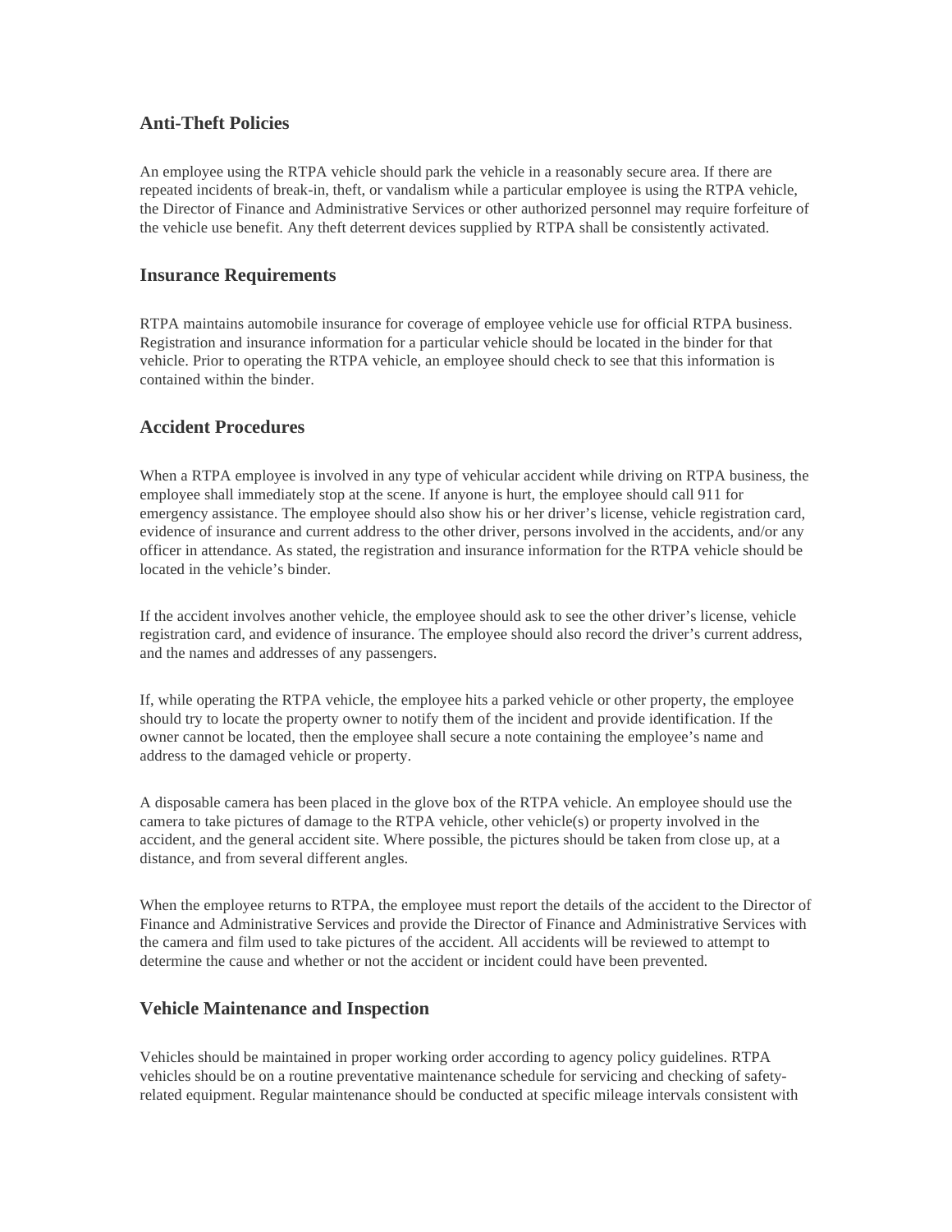## Anti-Theft Policies

An employee using the RTPA vehicle should park the vehicle in a reasonably secure area. If there are repeated incidents of break-in, theft, or vandalism while a particular employee is using the RTPA vehicle, the Director of Finance and Administrative Services or other authorized personnel may require forfeiture of the vehicle use benefit. Any theft deterrent devices supplied by RTPA shall be consistently activated.

## Insurance Requirements

RTPA maintains automobile insurance for coverage of employee vehicle use for official RTPA business. Registration and insurance information for a particular vehicle should be located in the binder for that vehicle. Prior to operating the RTPA vehicle, an employee should check to see that this information is contained within the binder.

## Accident Procedures

When a RTPA employee is involved in any type of vehicular accident while driving on RTPA business, the employee shall immediately stop at the scene. If anyone is hurt, the employee should call 911 for emergency assistance. The employee should also show his or her driver's license, vehicle registration card, evidence of insurance and current address to the other driver, persons involved in the accidents, and/or any officer in attendance. As stated, the registration and insurance information for the RTPA vehicle should be located in the vehicle's binder.

If the accident involves another vehicle, the employee should ask to see the other driver's license, vehicle registration card, and evidence of insurance. The employee should also record the driver's current address, and the names and addresses of any passengers.

If, while operating the RTPA vehicle, the employee hits a parked vehicle or other property, the employee should try to locate the property owner to notify them of the incident and provide identification. If the owner cannot be located, then the employee shall secure a note containing the employee's name and address to the damaged vehicle or property.

A disposable camera has been placed in the glove box of the RTPA vehicle. An employee should use the camera to take pictures of damage to the RTPA vehicle, other vehicle(s) or property involved in the accident, and the general accident site. Where possible, the pictures should be taken from close up, at a distance, and from several different angles.

When the employee returns to RTPA, the employee must report the details of the accident to the Director of Finance and Administrative Services and provide the Director of Finance and Administrative Services with the camera and film used to take pictures of the accident. All accidents will be reviewed to attempt to determine the cause and whether or not the accident or incident could have been prevented.

## Vehicle Maintenance and Inspection

Vehicles should be maintained in proper working order according to agency policy guidelines. RTPA vehicles should be on a routine preventative maintenance schedule for servicing and checking of safety-related equipment. Regular maintenance should be conducted at specific mileage intervals consistent with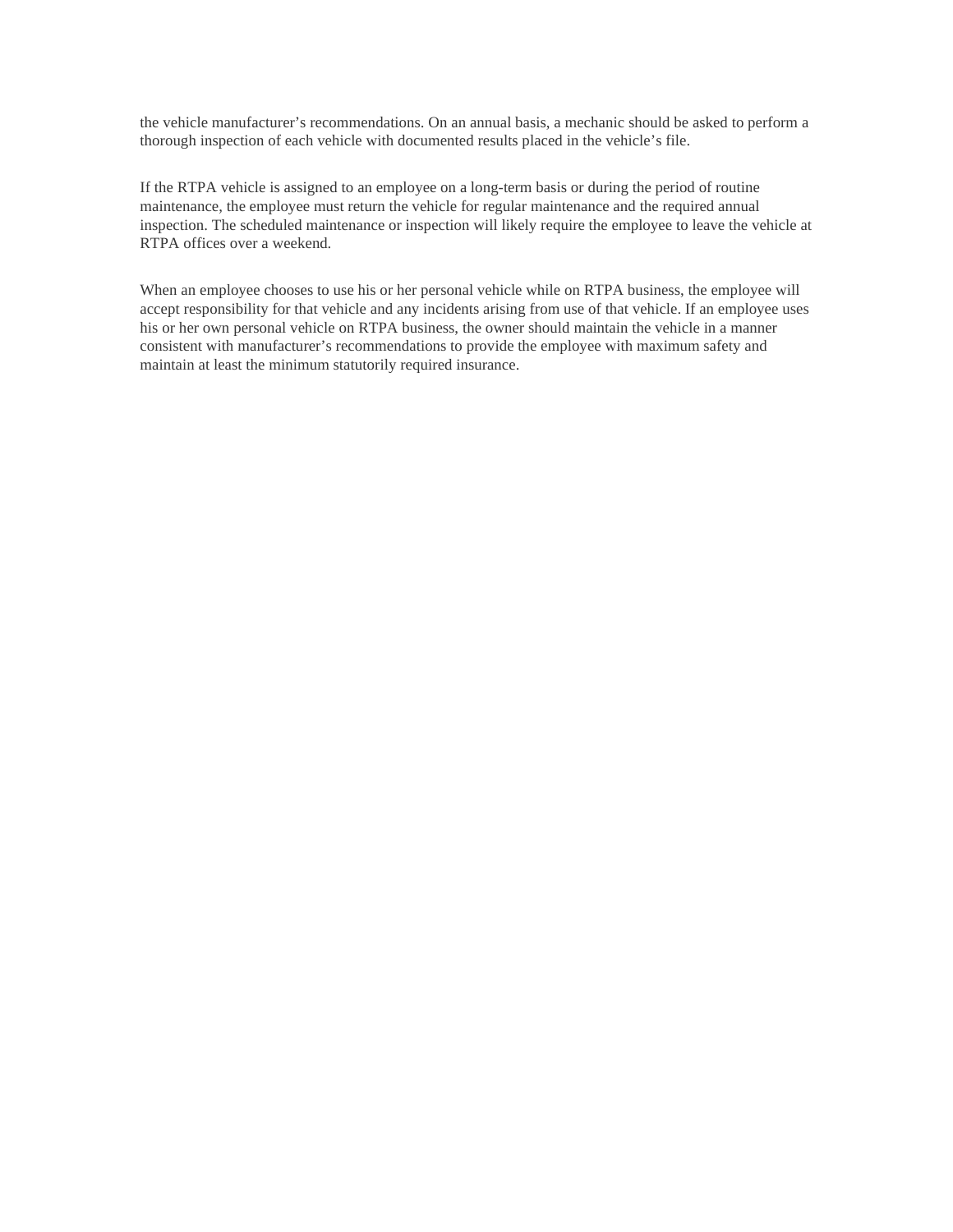the vehicle manufacturer's recommendations. On an annual basis, a mechanic should be asked to perform a thorough inspection of each vehicle with documented results placed in the vehicle's file.

If the RTPA vehicle is assigned to an employee on a long-term basis or during the period of routine maintenance, the employee must return the vehicle for regular maintenance and the required annual inspection. The scheduled maintenance or inspection will likely require the employee to leave the vehicle at RTPA offices over a weekend.

When an employee chooses to use his or her personal vehicle while on RTPA business, the employee will accept responsibility for that vehicle and any incidents arising from use of that vehicle. If an employee uses his or her own personal vehicle on RTPA business, the owner should maintain the vehicle in a manner consistent with manufacturer's recommendations to provide the employee with maximum safety and maintain at least the minimum statutorily required insurance.